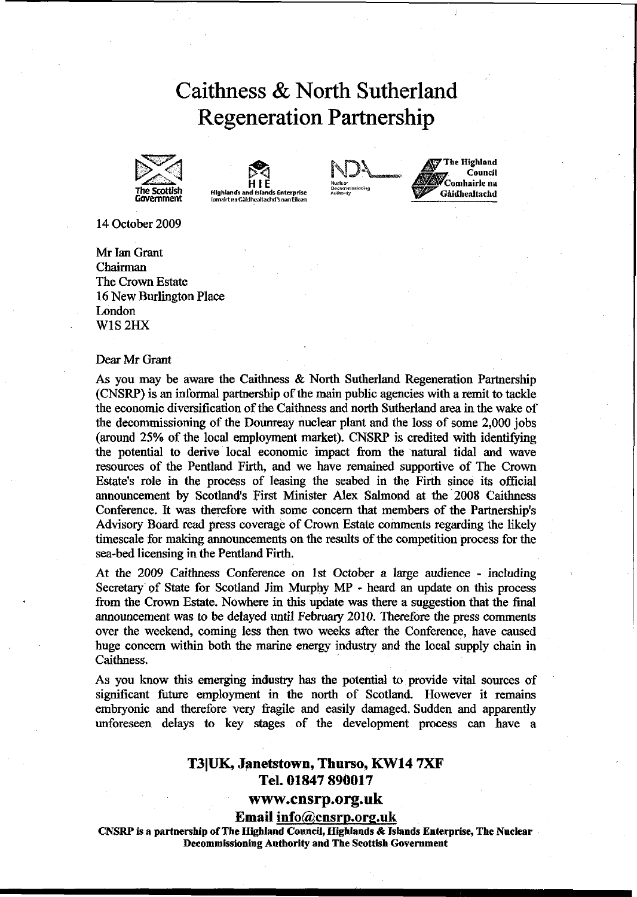# Caithness & North Sutherland Regeneration Partnership

The Scottish Government | HIE Highlands and Islands Enterprise Iomairt na Gàidhealtachd 's nan Eilean | NDA Nuclear Decommissioning Authority | The Highland Council Comhairle na Gàidhealtachd

14 October 2009

Mr Ian Grant
Chairman
The Crown Estate
16 New Burlington Place
London
W1S 2HX

Dear Mr Grant

As you may be aware the Caithness & North Sutherland Regeneration Partnership (CNSRP) is an informal partnership of the main public agencies with a remit to tackle the economic diversification of the Caithness and north Sutherland area in the wake of the decommissioning of the Dounreay nuclear plant and the loss of some 2,000 jobs (around 25% of the local employment market). CNSRP is credited with identifying the potential to derive local economic impact from the natural tidal and wave resources of the Pentland Firth, and we have remained supportive of The Crown Estate's role in the process of leasing the seabed in the Firth since its official announcement by Scotland's First Minister Alex Salmond at the 2008 Caithness Conference. It was therefore with some concern that members of the Partnership's Advisory Board read press coverage of Crown Estate comments regarding the likely timescale for making announcements on the results of the competition process for the sea-bed licensing in the Pentland Firth.

At the 2009 Caithness Conference on 1st October a large audience - including Secretary of State for Scotland Jim Murphy MP - heard an update on this process from the Crown Estate. Nowhere in this update was there a suggestion that the final announcement was to be delayed until February 2010. Therefore the press comments over the weekend, coming less then two weeks after the Conference, have caused huge concern within both the marine energy industry and the local supply chain in Caithness.

As you know this emerging industry has the potential to provide vital sources of significant future employment in the north of Scotland. However it remains embryonic and therefore very fragile and easily damaged. Sudden and apparently unforeseen delays to key stages of the development process can have a

**T3|UK, Janetstown, Thurso, KW14 7XF**
**Tel. 01847 890017**
**www.cnsrp.org.uk**
**Email info@cnsrp.org.uk**
**CNSRP is a partnership of The Highland Council, Highlands & Islands Enterprise, The Nuclear Decommissioning Authority and The Scottish Government**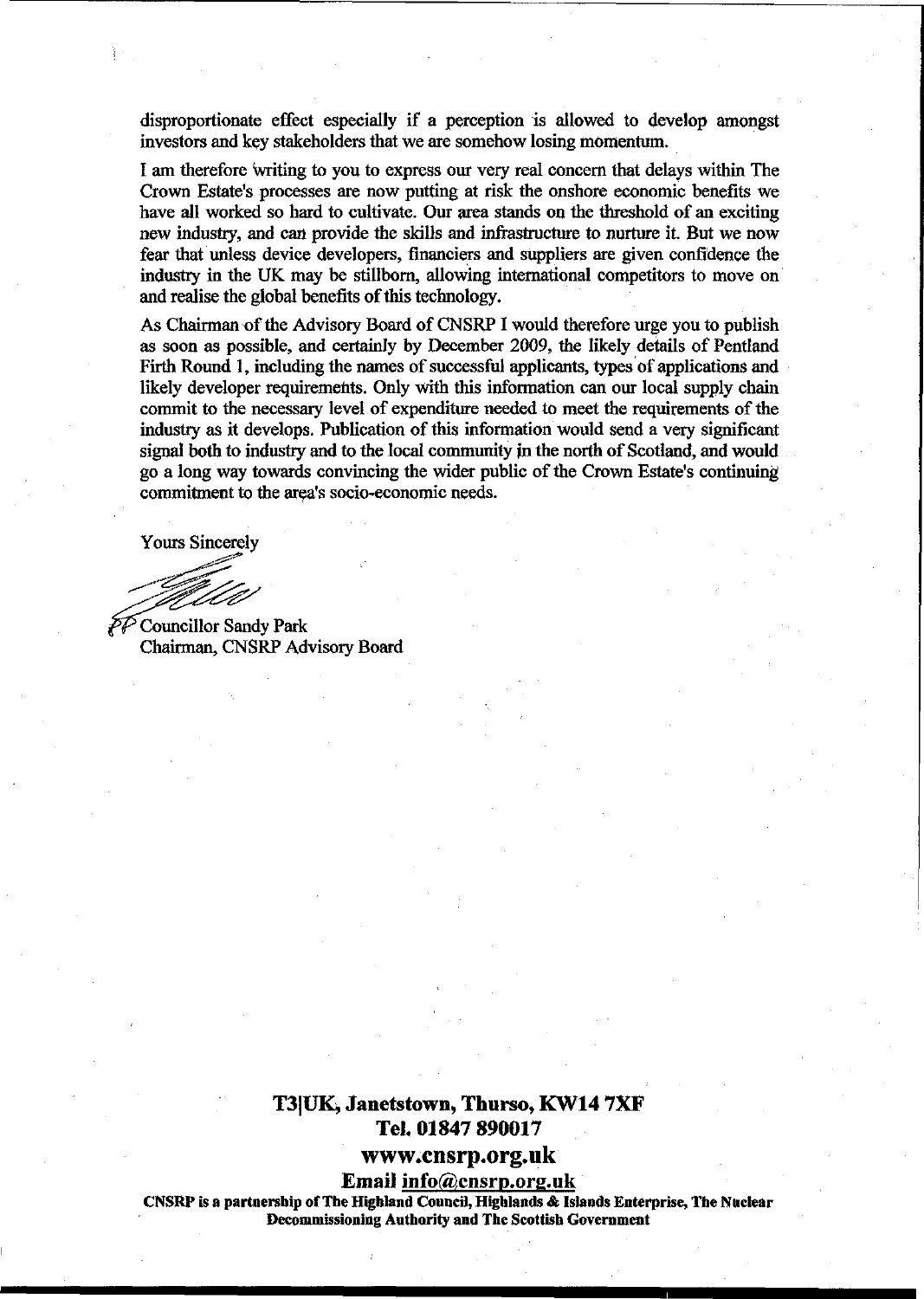disproportionate effect especially if a perception is allowed to develop amongst investors and key stakeholders that we are somehow losing momentum.

I am therefore writing to you to express our very real concern that delays within The Crown Estate's processes are now putting at risk the onshore economic benefits we have all worked so hard to cultivate. Our area stands on the threshold of an exciting new industry, and can provide the skills and infrastructure to nurture it. But we now fear that unless device developers, financiers and suppliers are given confidence the industry in the UK may be stillborn, allowing international competitors to move on and realise the global benefits of this technology.

As Chairman of the Advisory Board of CNSRP I would therefore urge you to publish as soon as possible, and certainly by December 2009, the likely details of Pentland Firth Round 1, including the names of successful applicants, types of applications and likely developer requirements. Only with this information can our local supply chain commit to the necessary level of expenditure needed to meet the requirements of the industry as it develops. Publication of this information would send a very significant signal both to industry and to the local community in the north of Scotland, and would go a long way towards convincing the wider public of the Crown Estate's continuing commitment to the area's socio-economic needs.

Yours Sincerely

PP Councillor Sandy Park
Chairman, CNSRP Advisory Board

**T3|UK, Janetstown, Thurso, KW14 7XF**
**Tel. 01847 890017**
**www.cnsrp.org.uk**
**Email info@cnsrp.org.uk**
**CNSRP is a partnership of The Highland Council, Highlands & Islands Enterprise, The Nuclear Decommissioning Authority and The Scottish Government**